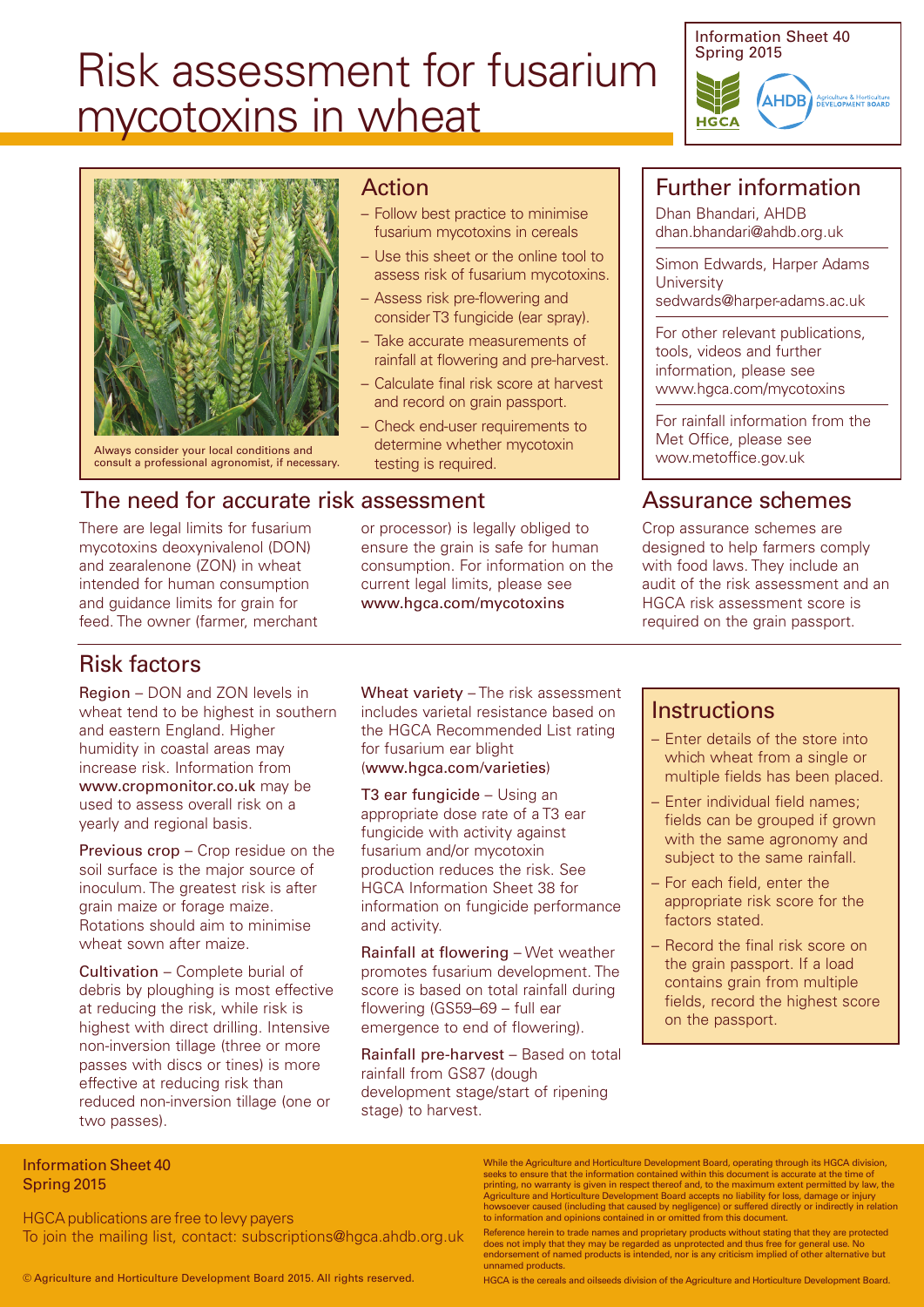# Risk assessment for fusarium mycotoxins in wheat

Information Sheet 40
Spring 2015

Always consider your local conditions and consult a professional agronomist, if necessary.

## Action

- Follow best practice to minimise fusarium mycotoxins in cereals
- Use this sheet or the online tool to assess risk of fusarium mycotoxins.
- Assess risk pre-flowering and consider T3 fungicide (ear spray).
- Take accurate measurements of rainfall at flowering and pre-harvest.
- Calculate final risk score at harvest and record on grain passport.
- Check end-user requirements to determine whether mycotoxin testing is required.

## Further information

Dhan Bhandari, AHDB
dhan.bhandari@ahdb.org.uk

Simon Edwards, Harper Adams University
sedwards@harper-adams.ac.uk

For other relevant publications, tools, videos and further information, please see www.hgca.com/mycotoxins

For rainfall information from the Met Office, please see wow.metoffice.gov.uk

## The need for accurate risk assessment

There are legal limits for fusarium mycotoxins deoxynivalenol (DON) and zearalenone (ZON) in wheat intended for human consumption and guidance limits for grain for feed. The owner (farmer, merchant or processor) is legally obliged to ensure the grain is safe for human consumption. For information on the current legal limits, please see **www.hgca.com/mycotoxins**

## Assurance schemes

Crop assurance schemes are designed to help farmers comply with food laws. They include an audit of the risk assessment and an HGCA risk assessment score is required on the grain passport.

## Risk factors

**Region** – DON and ZON levels in wheat tend to be highest in southern and eastern England. Higher humidity in coastal areas may increase risk. Information from **www.cropmonitor.co.uk** may be used to assess overall risk on a yearly and regional basis.

**Previous crop** – Crop residue on the soil surface is the major source of inoculum. The greatest risk is after grain maize or forage maize. Rotations should aim to minimise wheat sown after maize.

**Cultivation** – Complete burial of debris by ploughing is most effective at reducing the risk, while risk is highest with direct drilling. Intensive non-inversion tillage (three or more passes with discs or tines) is more effective at reducing risk than reduced non-inversion tillage (one or two passes).

**Wheat variety** – The risk assessment includes varietal resistance based on the HGCA Recommended List rating for fusarium ear blight (**www.hgca.com/varieties**)

**T3 ear fungicide** – Using an appropriate dose rate of a T3 ear fungicide with activity against fusarium and/or mycotoxin production reduces the risk. See HGCA Information Sheet 38 for information on fungicide performance and activity.

**Rainfall at flowering** – Wet weather promotes fusarium development. The score is based on total rainfall during flowering (GS59–69 – full ear emergence to end of flowering).

**Rainfall pre-harvest** – Based on total rainfall from GS87 (dough development stage/start of ripening stage) to harvest.

## Instructions

- Enter details of the store into which wheat from a single or multiple fields has been placed.
- Enter individual field names; fields can be grouped if grown with the same agronomy and subject to the same rainfall.
- For each field, enter the appropriate risk score for the factors stated.
- Record the final risk score on the grain passport. If a load contains grain from multiple fields, record the highest score on the passport.

Information Sheet 40
Spring 2015

HGCA publications are free to levy payers
To join the mailing list, contact: subscriptions@hgca.ahdb.org.uk

While the Agriculture and Horticulture Development Board, operating through its HGCA division, seeks to ensure that the information contained within this document is accurate at the time of printing, no warranty is given in respect thereof and, to the maximum extent permitted by law, the Agriculture and Horticulture Development Board accepts no liability for loss, damage or injury howsoever caused (including that caused by negligence) or suffered directly or indirectly in relation to information and opinions contained in or omitted from this document.

Reference herein to trade names and proprietary products without stating that they are protected does not imply that they may be regarded as unprotected and thus free for general use. No endorsement of named products is intended, nor is any criticism implied of other alternative but unnamed products.

© Agriculture and Horticulture Development Board 2015. All rights reserved.

HGCA is the cereals and oilseeds division of the Agriculture and Horticulture Development Board.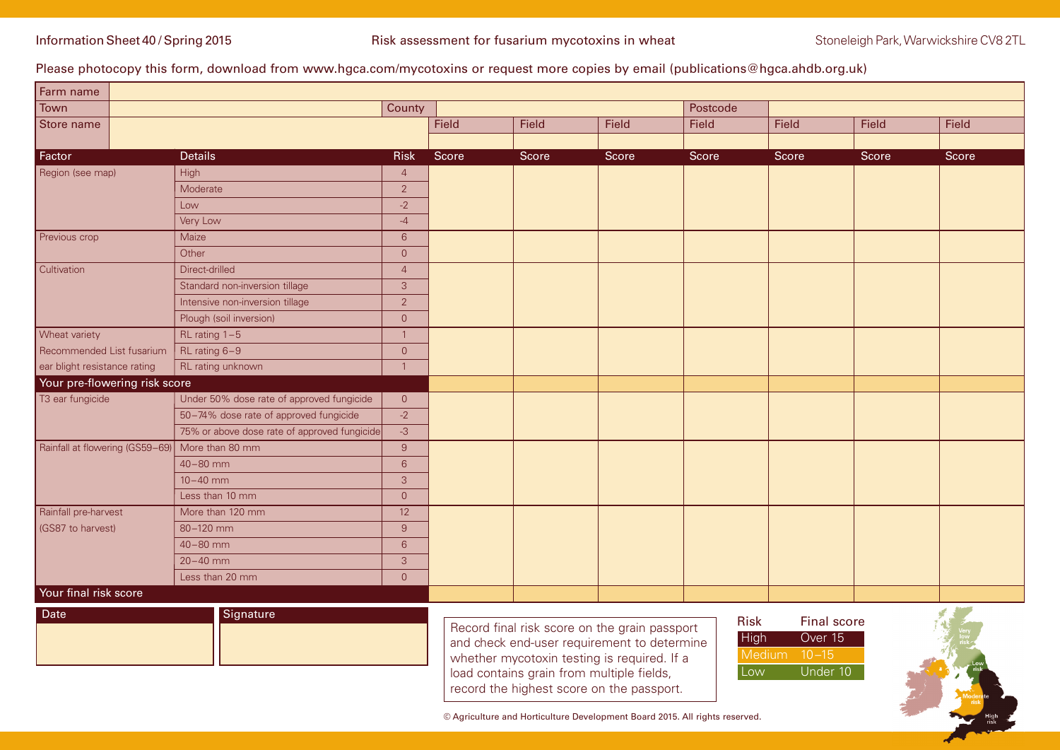Information Sheet 40 / Spring 2015 | Risk assessment for fusarium mycotoxins in wheat | Stoneleigh Park, Warwickshire CV8 2TL

Please photocopy this form, download from www.hgca.com/mycotoxins or request more copies by email (publications@hgca.ahdb.org.uk)

| | | | | | | | | |
|---|---|---|---|---|---|---|---|---|
| Farm name | | | | | | | | |
| Town | | County | | | | Postcode | | |
| Store name | | | Field | Field | Field | Field | Field | Field | Field |

| Factor | Details | Risk | Score | Score | Score | Score | Score | Score | Score |
|---|---|---|---|---|---|---|---|---|---|
| Region (see map) | High | 4 | | | | | | | |
| | Moderate | 2 | | | | | | | |
| | Low | -2 | | | | | | | |
| | Very Low | -4 | | | | | | | |
| Previous crop | Maize | 6 | | | | | | | |
| | Other | 0 | | | | | | | |
| Cultivation | Direct-drilled | 4 | | | | | | | |
| | Standard non-inversion tillage | 3 | | | | | | | |
| | Intensive non-inversion tillage | 2 | | | | | | | |
| | Plough (soil inversion) | 0 | | | | | | | |
| Wheat variety Recommended List fusarium ear blight resistance rating | RL rating 1–5 | 1 | | | | | | | |
| | RL rating 6–9 | 0 | | | | | | | |
| | RL rating unknown | 1 | | | | | | | |
| **Your pre-flowering risk score** | | | | | | | | | |
| T3 ear fungicide | Under 50% dose rate of approved fungicide | 0 | | | | | | | |
| | 50–74% dose rate of approved fungicide | -2 | | | | | | | |
| | 75% or above dose rate of approved fungicide | -3 | | | | | | | |
| Rainfall at flowering (GS59–69) | More than 80 mm | 9 | | | | | | | |
| | 40–80 mm | 6 | | | | | | | |
| | 10–40 mm | 3 | | | | | | | |
| | Less than 10 mm | 0 | | | | | | | |
| Rainfall pre-harvest (GS87 to harvest) | More than 120 mm | 12 | | | | | | | |
| | 80–120 mm | 9 | | | | | | | |
| | 40–80 mm | 6 | | | | | | | |
| | 20–40 mm | 3 | | | | | | | |
| | Less than 20 mm | 0 | | | | | | | |
| **Your final risk score** | | | | | | | | | |

| Date | Signature |
|---|---|
| | |

Record final risk score on the grain passport and check end-user requirement to determine whether mycotoxin testing is required. If a load contains grain from multiple fields, record the highest score on the passport.

| Risk | Final score |
|---|---|
| High | Over 15 |
| Medium | 10–15 |
| Low | Under 10 |

Very low risk
Low risk
Moderate risk
High risk

© Agriculture and Horticulture Development Board 2015. All rights reserved.